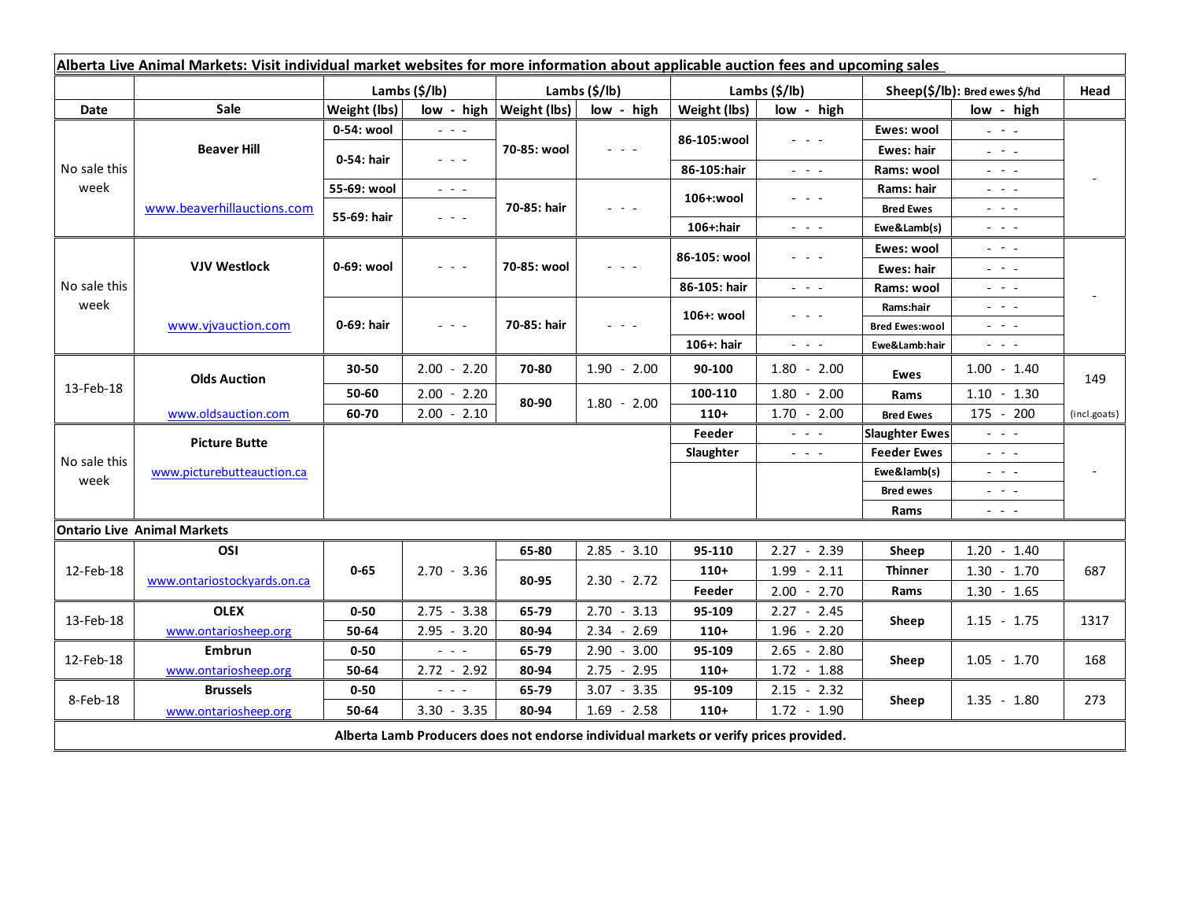**Alberta Live Animal Markets: Visit individual market websites for more information about applicable auction fees and upcoming sales**

| Date | Sale | Lambs ($/lb) | | Lambs ($/lb) | | Lambs ($/lb) | | Sheep($/lb): Bred ewes $/hd | | Head |
|---|---|---|---|---|---|---|---|---|---|---|
| | | Weight (lbs) | low - high | Weight (lbs) | low - high | Weight (lbs) | low - high | | low - high | |
| No sale this week | Beaver Hill | 0-54: wool | - - - | 70-85: wool | - - - | 86-105:wool | - - - | Ewes: wool | - - - | - |
| | | 0-54: hair | - - - | | | | | Ewes: hair | - - - | |
| | | | | | | 86-105:hair | - - - | Rams: wool | - - - | |
| | www.beaverhillauctions.com | 55-69: wool | - - - | 70-85: hair | - - - | 106+:wool | - - - | Rams: hair | - - - | |
| | | 55-69: hair | - - - | | | | | Bred Ewes | - - - | |
| | | | | | | 106+:hair | - - - | Ewe&Lamb(s) | - - - | |
| No sale this week | VJV Westlock | 0-69: wool | - - - | 70-85: wool | - - - | 86-105: wool | - - - | Ewes: wool | - - - | - |
| | | | | | | | | Ewes: hair | - - - | |
| | | | | | | 86-105: hair | - - - | Rams: wool | - - - | |
| | www.vjvauction.com | 0-69: hair | - - - | 70-85: hair | - - - | 106+: wool | - - - | Rams:hair | - - - | |
| | | | | | | | | Bred Ewes:wool | - - - | |
| | | | | | | 106+: hair | - - - | Ewe&Lamb:hair | - - - | |
| 13-Feb-18 | Olds Auction | 30-50 | 2.00 - 2.20 | 70-80 | 1.90 - 2.00 | 90-100 | 1.80 - 2.00 | Ewes | 1.00 - 1.40 | 149 |
| | | 50-60 | 2.00 - 2.20 | 80-90 | 1.80 - 2.00 | 100-110 | 1.80 - 2.00 | Rams | 1.10 - 1.30 | |
| | www.oldsauction.com | 60-70 | 2.00 - 2.10 | | | 110+ | 1.70 - 2.00 | Bred Ewes | 175 - 200 | (incl.goats) |
| No sale this week | Picture Butte | | | | | Feeder | - - - | Slaughter Ewes | - - - | - |
| | www.picturebutteauction.ca | | | | | Slaughter | - - - | Feeder Ewes | - - - | |
| | | | | | | | | Ewe&lamb(s) | - - - | |
| | | | | | | | | Bred ewes | - - - | |
| | | | | | | | | Rams | - - - | |
| **Ontario Live Animal Markets** | | | | | | | | | | |
| 12-Feb-18 | OSI | 0-65 | 2.70 - 3.36 | 65-80 | 2.85 - 3.10 | 95-110 | 2.27 - 2.39 | Sheep | 1.20 - 1.40 | 687 |
| | www.ontariostockyards.on.ca | | | 80-95 | 2.30 - 2.72 | 110+ | 1.99 - 2.11 | Thinner | 1.30 - 1.70 | |
| | | | | | | Feeder | 2.00 - 2.70 | Rams | 1.30 - 1.65 | |
| 13-Feb-18 | OLEX | 0-50 | 2.75 - 3.38 | 65-79 | 2.70 - 3.13 | 95-109 | 2.27 - 2.45 | Sheep | 1.15 - 1.75 | 1317 |
| | www.ontariosheep.org | 50-64 | 2.95 - 3.20 | 80-94 | 2.34 - 2.69 | 110+ | 1.96 - 2.20 | | | |
| 12-Feb-18 | Embrun | 0-50 | - - - | 65-79 | 2.90 - 3.00 | 95-109 | 2.65 - 2.80 | Sheep | 1.05 - 1.70 | 168 |
| | www.ontariosheep.org | 50-64 | 2.72 - 2.92 | 80-94 | 2.75 - 2.95 | 110+ | 1.72 - 1.88 | | | |
| 8-Feb-18 | Brussels | 0-50 | - - - | 65-79 | 3.07 - 3.35 | 95-109 | 2.15 - 2.32 | Sheep | 1.35 - 1.80 | 273 |
| | www.ontariosheep.org | 50-64 | 3.30 - 3.35 | 80-94 | 1.69 - 2.58 | 110+ | 1.72 - 1.90 | | | |

**Alberta Lamb Producers does not endorse individual markets or verify prices provided.**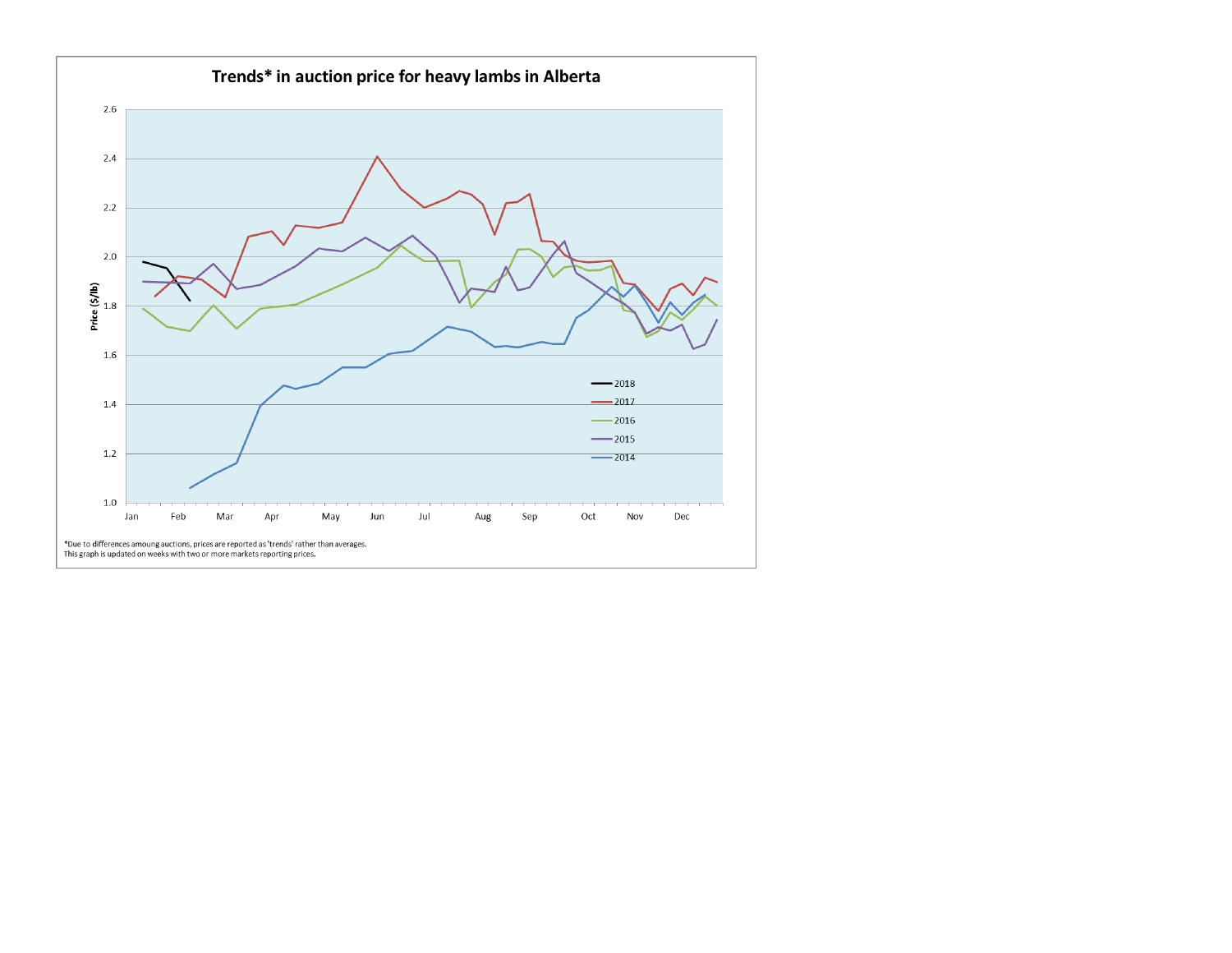# Trends* in auction price for heavy lambs in Alberta

Price ($/lb)

2.6
2.4
2.2
2.0
1.8
1.6
1.4
1.2
1.0

Jan Feb Mar Apr May Jun Jul Aug Sep Oct Nov Dec

2018
2017
2016
2015
2014

*Due to differences amoung auctions, prices are reported as 'trends' rather than averages.
This graph is updated on weeks with two or more markets reporting prices.